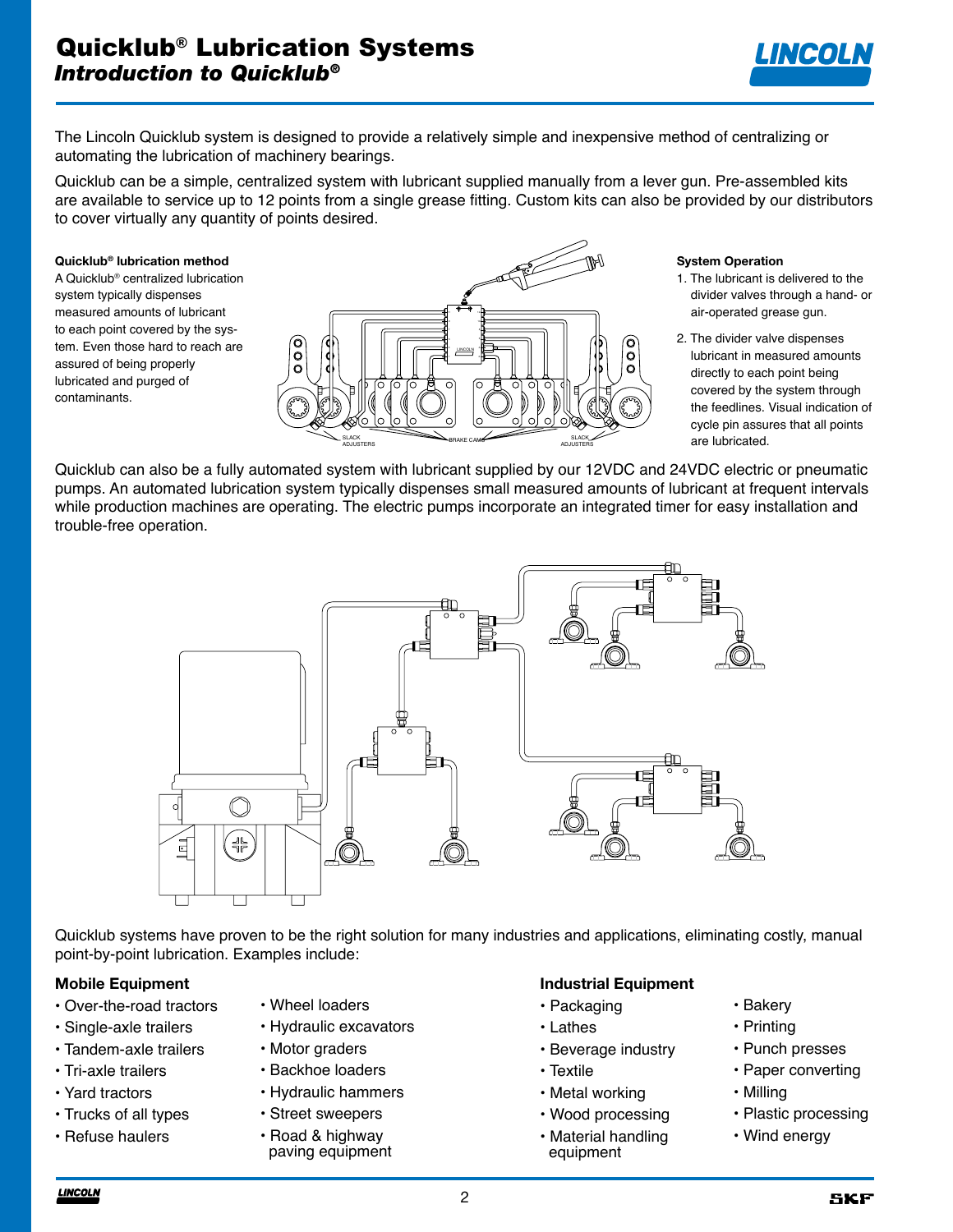# Quicklub® Lubrication Systems

## *Introduction to Quicklub®*

The Lincoln Quicklub system is designed to provide a relatively simple and inexpensive method of centralizing or automating the lubrication of machinery bearings.

Quicklub can be a simple, centralized system with lubricant supplied manually from a lever gun. Pre-assembled kits are available to service up to 12 points from a single grease fitting. Custom kits can also be provided by our distributors to cover virtually any quantity of points desired.

**Quicklub® lubrication method**

A Quicklub® centralized lubrication system typically dispenses measured amounts of lubricant to each point covered by the system. Even those hard to reach are assured of being properly lubricated and purged of contaminants.

**System Operation**

1. The lubricant is delivered to the divider valves through a hand- or air-operated grease gun.
2. The divider valve dispenses lubricant in measured amounts directly to each point being covered by the system through the feedlines. Visual indication of cycle pin assures that all points are lubricated.

Quicklub can also be a fully automated system with lubricant supplied by our 12VDC and 24VDC electric or pneumatic pumps. An automated lubrication system typically dispenses small measured amounts of lubricant at frequent intervals while production machines are operating. The electric pumps incorporate an integrated timer for easy installation and trouble-free operation.

Quicklub systems have proven to be the right solution for many industries and applications, eliminating costly, manual point-by-point lubrication. Examples include:

**Mobile Equipment**

- Over-the-road tractors
- Single-axle trailers
- Tandem-axle trailers
- Tri-axle trailers
- Yard tractors
- Trucks of all types
- Refuse haulers
- Wheel loaders
- Hydraulic excavators
- Motor graders
- Backhoe loaders
- Hydraulic hammers
- Street sweepers
- Road & highway paving equipment

**Industrial Equipment**

- Packaging
- Lathes
- Beverage industry
- Textile
- Metal working
- Wood processing
- Material handling equipment
- Bakery
- Printing
- Punch presses
- Paper converting
- Milling
- Plastic processing
- Wind energy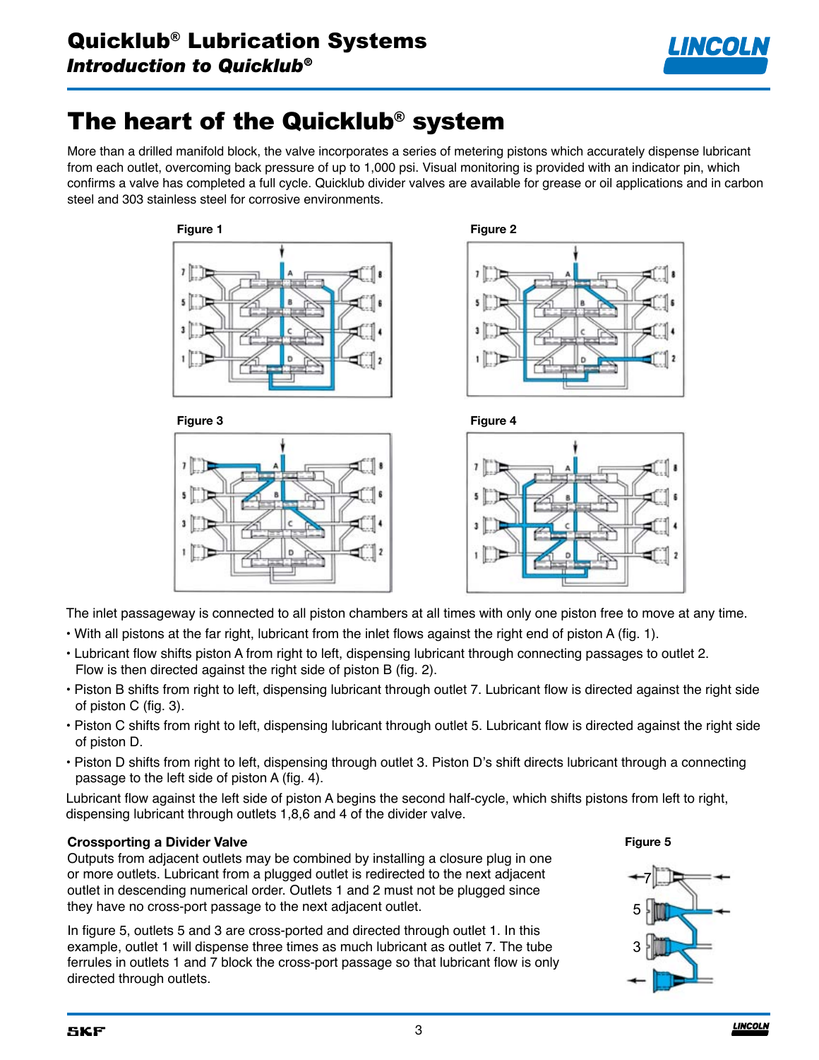# The heart of the Quicklub® system

More than a drilled manifold block, the valve incorporates a series of metering pistons which accurately dispense lubricant from each outlet, overcoming back pressure of up to 1,000 psi. Visual monitoring is provided with an indicator pin, which confirms a valve has completed a full cycle. Quicklub divider valves are available for grease or oil applications and in carbon steel and 303 stainless steel for corrosive environments.

Figure 1

Figure 2

Figure 3

Figure 4

The inlet passageway is connected to all piston chambers at all times with only one piston free to move at any time.

- With all pistons at the far right, lubricant from the inlet flows against the right end of piston A (fig. 1).
- Lubricant flow shifts piston A from right to left, dispensing lubricant through connecting passages to outlet 2. Flow is then directed against the right side of piston B (fig. 2).
- Piston B shifts from right to left, dispensing lubricant through outlet 7. Lubricant flow is directed against the right side of piston C (fig. 3).
- Piston C shifts from right to left, dispensing lubricant through outlet 5. Lubricant flow is directed against the right side of piston D.
- Piston D shifts from right to left, dispensing through outlet 3. Piston D's shift directs lubricant through a connecting passage to the left side of piston A (fig. 4).

Lubricant flow against the left side of piston A begins the second half-cycle, which shifts pistons from left to right, dispensing lubricant through outlets 1,8,6 and 4 of the divider valve.

### Crossporting a Divider Valve

Outputs from adjacent outlets may be combined by installing a closure plug in one or more outlets. Lubricant from a plugged outlet is redirected to the next adjacent outlet in descending numerical order. Outlets 1 and 2 must not be plugged since they have no cross-port passage to the next adjacent outlet.

In figure 5, outlets 5 and 3 are cross-ported and directed through outlet 1. In this example, outlet 1 will dispense three times as much lubricant as outlet 7. The tube ferrules in outlets 1 and 7 block the cross-port passage so that lubricant flow is only directed through outlets.

Figure 5